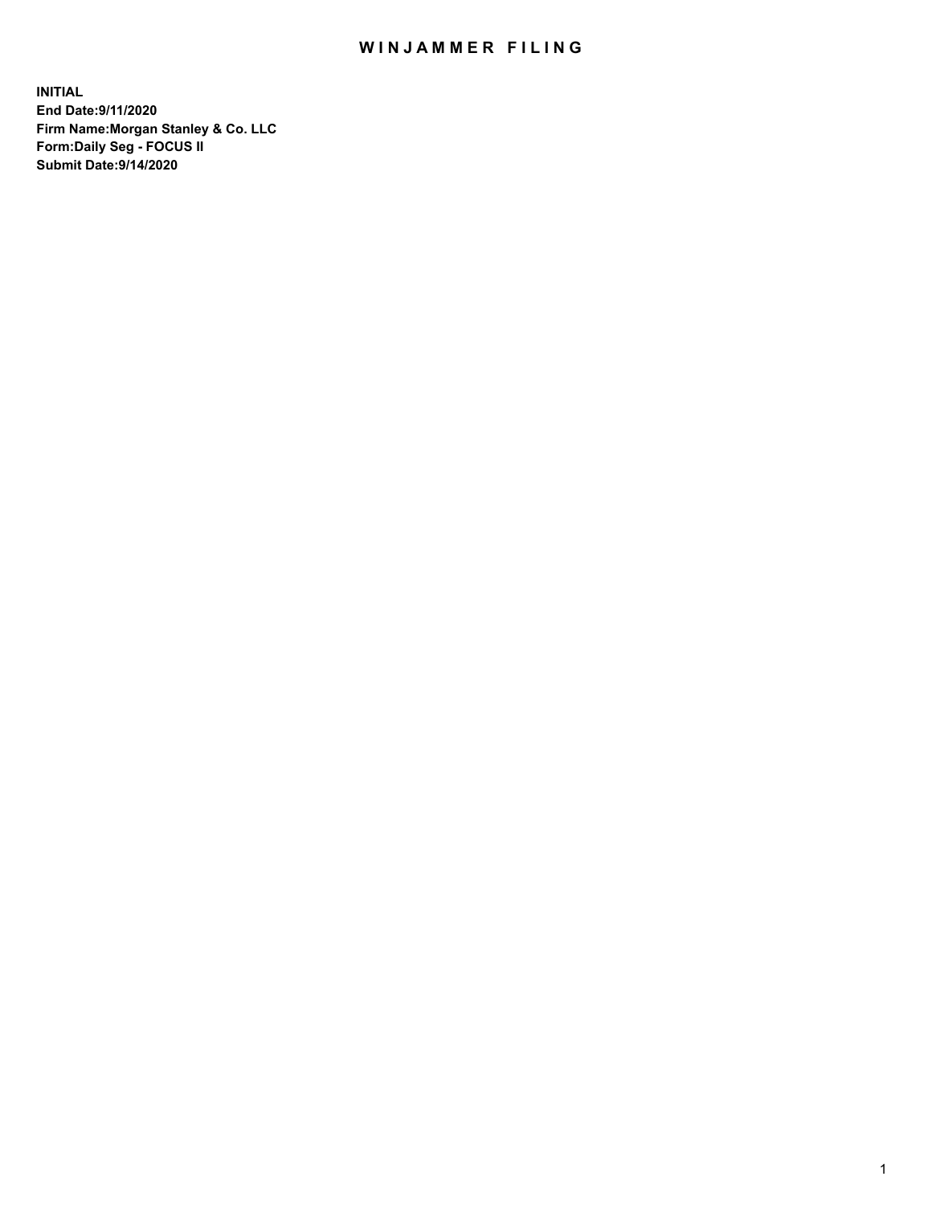# WINJAMMER FILING

**INITIAL**
**End Date:9/11/2020**
**Firm Name:Morgan Stanley & Co. LLC**
**Form:Daily Seg - FOCUS II**
**Submit Date:9/14/2020**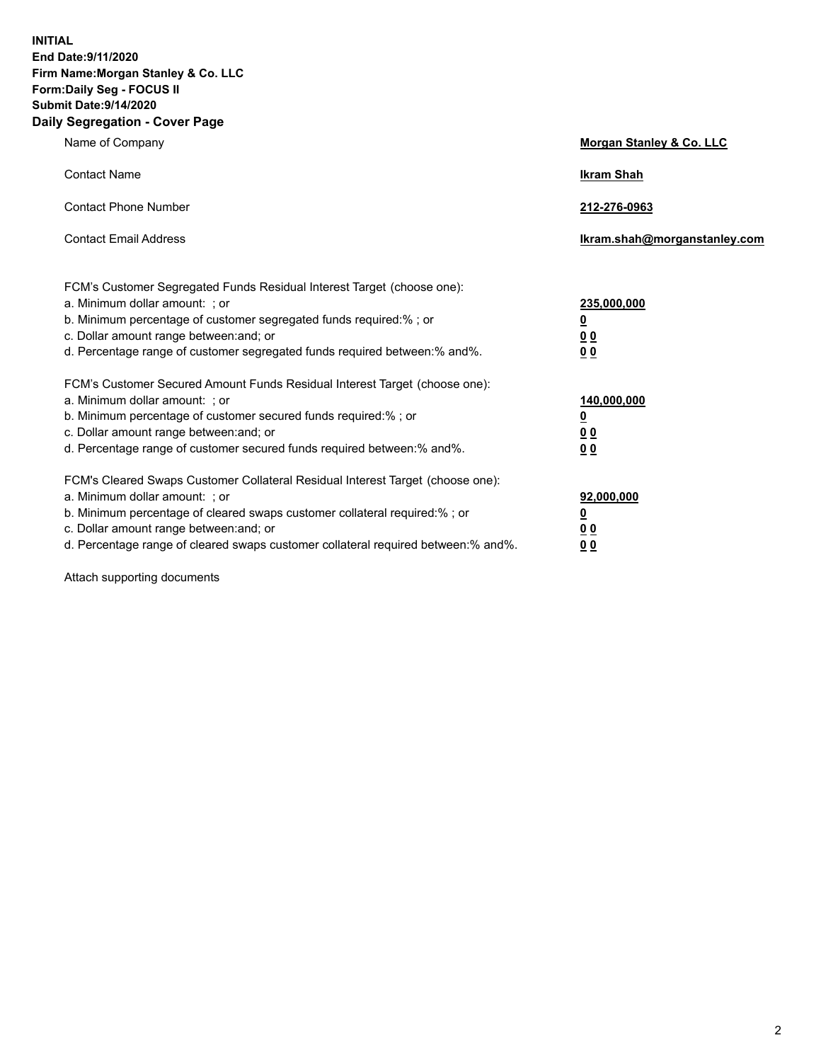**INITIAL**
**End Date:9/11/2020**
**Firm Name:Morgan Stanley & Co. LLC**
**Form:Daily Seg - FOCUS II**
**Submit Date:9/14/2020**

## Daily Segregation - Cover Page

| | |
|---|---|
| Name of Company | **Morgan Stanley & Co. LLC** |
| Contact Name | **Ikram Shah** |
| Contact Phone Number | **212-276-0963** |
| Contact Email Address | **Ikram.shah@morganstanley.com** |

| | |
|---|---|
| FCM's Customer Segregated Funds Residual Interest Target (choose one): | |
| a. Minimum dollar amount: ; or | **235,000,000** |
| b. Minimum percentage of customer segregated funds required:% ; or | **0** |
| c. Dollar amount range between:and; or | **0 0** |
| d. Percentage range of customer segregated funds required between:% and%. | **0 0** |
| FCM's Customer Secured Amount Funds Residual Interest Target (choose one): | |
| a. Minimum dollar amount: ; or | **140,000,000** |
| b. Minimum percentage of customer secured funds required:% ; or | **0** |
| c. Dollar amount range between:and; or | **0 0** |
| d. Percentage range of customer secured funds required between:% and%. | **0 0** |
| FCM's Cleared Swaps Customer Collateral Residual Interest Target (choose one): | |
| a. Minimum dollar amount: ; or | **92,000,000** |
| b. Minimum percentage of cleared swaps customer collateral required:% ; or | **0** |
| c. Dollar amount range between:and; or | **0 0** |
| d. Percentage range of cleared swaps customer collateral required between:% and%. | **0 0** |

Attach supporting documents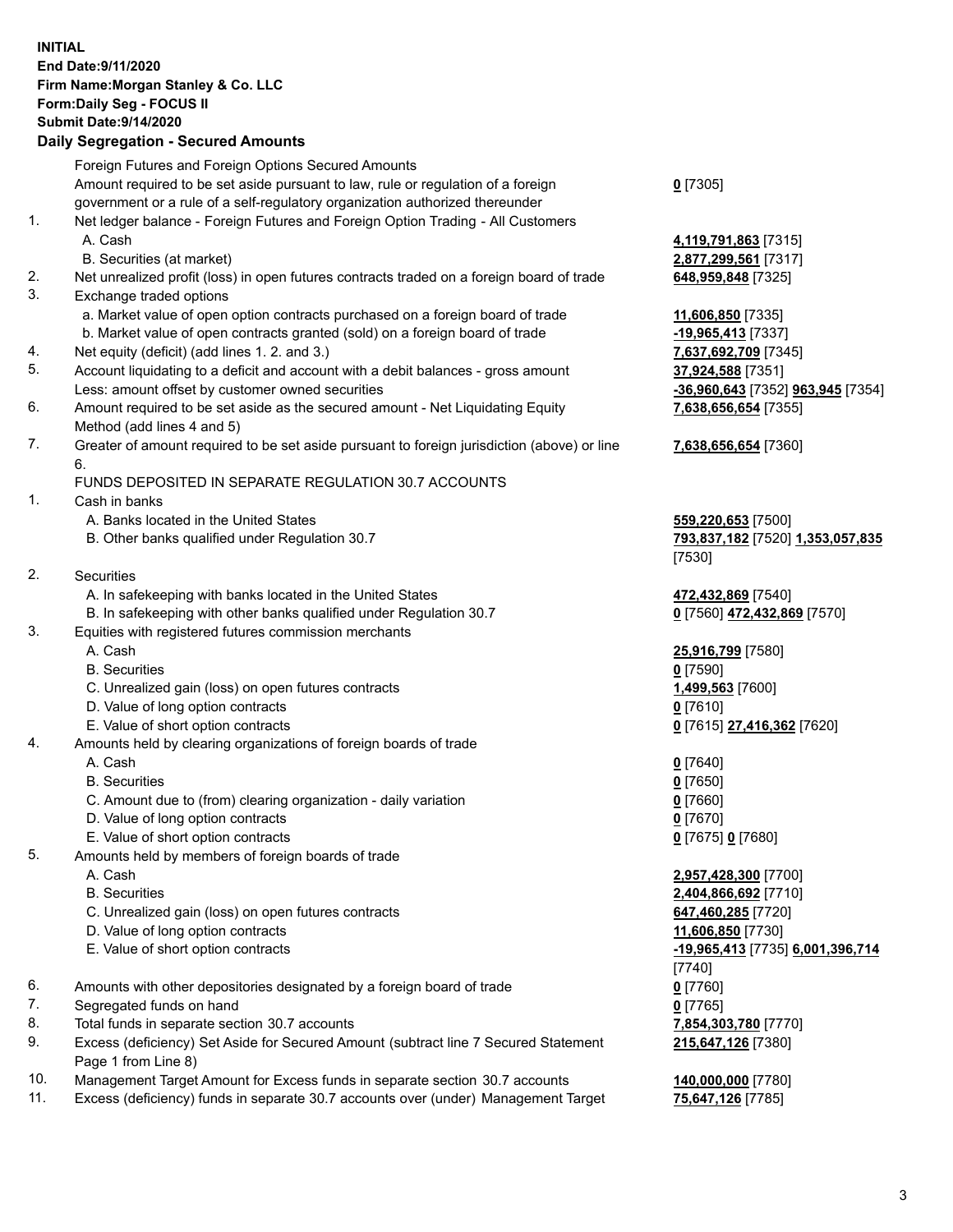**INITIAL**
**End Date:9/11/2020**
**Firm Name:Morgan Stanley & Co. LLC**
**Form:Daily Seg - FOCUS II**
**Submit Date:9/14/2020**

## Daily Segregation - Secured Amounts

| | | |
|---|---|---|
| | Foreign Futures and Foreign Options Secured Amounts | |
| | Amount required to be set aside pursuant to law, rule or regulation of a foreign government or a rule of a self-regulatory organization authorized thereunder | **0** [7305] |
| 1. | Net ledger balance - Foreign Futures and Foreign Option Trading - All Customers | |
| | A. Cash | **4,119,791,863** [7315] |
| | B. Securities (at market) | **2,877,299,561** [7317] |
| 2. | Net unrealized profit (loss) in open futures contracts traded on a foreign board of trade | **648,959,848** [7325] |
| 3. | Exchange traded options | |
| | a. Market value of open option contracts purchased on a foreign board of trade | **11,606,850** [7335] |
| | b. Market value of open contracts granted (sold) on a foreign board of trade | **-19,965,413** [7337] |
| 4. | Net equity (deficit) (add lines 1. 2. and 3.) | **7,637,692,709** [7345] |
| 5. | Account liquidating to a deficit and account with a debit balances - gross amount | **37,924,588** [7351] |
| | Less: amount offset by customer owned securities | **-36,960,643** [7352] **963,945** [7354] |
| 6. | Amount required to be set aside as the secured amount - Net Liquidating Equity Method (add lines 4 and 5) | **7,638,656,654** [7355] |
| 7. | Greater of amount required to be set aside pursuant to foreign jurisdiction (above) or line 6. | **7,638,656,654** [7360] |
| | FUNDS DEPOSITED IN SEPARATE REGULATION 30.7 ACCOUNTS | |
| 1. | Cash in banks | |
| | A. Banks located in the United States | **559,220,653** [7500] |
| | B. Other banks qualified under Regulation 30.7 | **793,837,182** [7520] **1,353,057,835** [7530] |
| 2. | Securities | |
| | A. In safekeeping with banks located in the United States | **472,432,869** [7540] |
| | B. In safekeeping with other banks qualified under Regulation 30.7 | **0** [7560] **472,432,869** [7570] |
| 3. | Equities with registered futures commission merchants | |
| | A. Cash | **25,916,799** [7580] |
| | B. Securities | **0** [7590] |
| | C. Unrealized gain (loss) on open futures contracts | **1,499,563** [7600] |
| | D. Value of long option contracts | **0** [7610] |
| | E. Value of short option contracts | **0** [7615] **27,416,362** [7620] |
| 4. | Amounts held by clearing organizations of foreign boards of trade | |
| | A. Cash | **0** [7640] |
| | B. Securities | **0** [7650] |
| | C. Amount due to (from) clearing organization - daily variation | **0** [7660] |
| | D. Value of long option contracts | **0** [7670] |
| | E. Value of short option contracts | **0** [7675] **0** [7680] |
| 5. | Amounts held by members of foreign boards of trade | |
| | A. Cash | **2,957,428,300** [7700] |
| | B. Securities | **2,404,866,692** [7710] |
| | C. Unrealized gain (loss) on open futures contracts | **647,460,285** [7720] |
| | D. Value of long option contracts | **11,606,850** [7730] |
| | E. Value of short option contracts | **-19,965,413** [7735] **6,001,396,714** [7740] |
| 6. | Amounts with other depositories designated by a foreign board of trade | **0** [7760] |
| 7. | Segregated funds on hand | **0** [7765] |
| 8. | Total funds in separate section 30.7 accounts | **7,854,303,780** [7770] |
| 9. | Excess (deficiency) Set Aside for Secured Amount (subtract line 7 Secured Statement Page 1 from Line 8) | **215,647,126** [7380] |
| 10. | Management Target Amount for Excess funds in separate section 30.7 accounts | **140,000,000** [7780] |
| 11. | Excess (deficiency) funds in separate 30.7 accounts over (under) Management Target | **75,647,126** [7785] |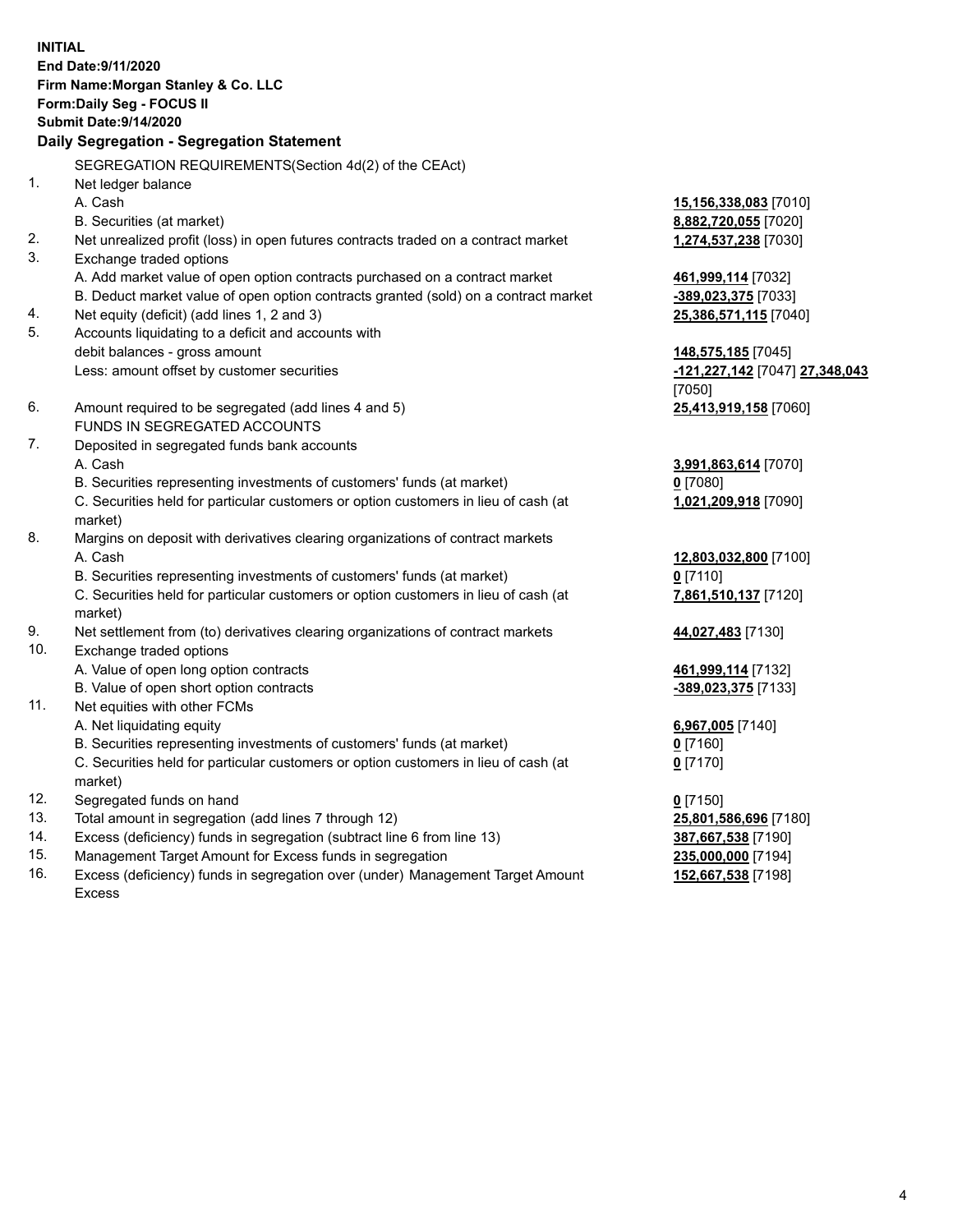**INITIAL**
**End Date:9/11/2020**
**Firm Name:Morgan Stanley & Co. LLC**
**Form:Daily Seg - FOCUS II**
**Submit Date:9/14/2020**

## Daily Segregation - Segregation Statement

SEGREGATION REQUIREMENTS(Section 4d(2) of the CEAct)

| | | |
|---|---|---|
| 1. | Net ledger balance | |
| | A. Cash | **15,156,338,083** [7010] |
| | B. Securities (at market) | **8,882,720,055** [7020] |
| 2. | Net unrealized profit (loss) in open futures contracts traded on a contract market | **1,274,537,238** [7030] |
| 3. | Exchange traded options | |
| | A. Add market value of open option contracts purchased on a contract market | **461,999,114** [7032] |
| | B. Deduct market value of open option contracts granted (sold) on a contract market | **-389,023,375** [7033] |
| 4. | Net equity (deficit) (add lines 1, 2 and 3) | **25,386,571,115** [7040] |
| 5. | Accounts liquidating to a deficit and accounts with debit balances - gross amount | **148,575,185** [7045] |
| | Less: amount offset by customer securities | **-121,227,142** [7047] **27,348,043** [7050] |
| 6. | Amount required to be segregated (add lines 4 and 5) | **25,413,919,158** [7060] |
| | FUNDS IN SEGREGATED ACCOUNTS | |
| 7. | Deposited in segregated funds bank accounts | |
| | A. Cash | **3,991,863,614** [7070] |
| | B. Securities representing investments of customers' funds (at market) | **0** [7080] |
| | C. Securities held for particular customers or option customers in lieu of cash (at market) | **1,021,209,918** [7090] |
| 8. | Margins on deposit with derivatives clearing organizations of contract markets | |
| | A. Cash | **12,803,032,800** [7100] |
| | B. Securities representing investments of customers' funds (at market) | **0** [7110] |
| | C. Securities held for particular customers or option customers in lieu of cash (at market) | **7,861,510,137** [7120] |
| 9. | Net settlement from (to) derivatives clearing organizations of contract markets | **44,027,483** [7130] |
| 10. | Exchange traded options | |
| | A. Value of open long option contracts | **461,999,114** [7132] |
| | B. Value of open short option contracts | **-389,023,375** [7133] |
| 11. | Net equities with other FCMs | |
| | A. Net liquidating equity | **6,967,005** [7140] |
| | B. Securities representing investments of customers' funds (at market) | **0** [7160] |
| | C. Securities held for particular customers or option customers in lieu of cash (at market) | **0** [7170] |
| 12. | Segregated funds on hand | **0** [7150] |
| 13. | Total amount in segregation (add lines 7 through 12) | **25,801,586,696** [7180] |
| 14. | Excess (deficiency) funds in segregation (subtract line 6 from line 13) | **387,667,538** [7190] |
| 15. | Management Target Amount for Excess funds in segregation | **235,000,000** [7194] |
| 16. | Excess (deficiency) funds in segregation over (under) Management Target Amount Excess | **152,667,538** [7198] |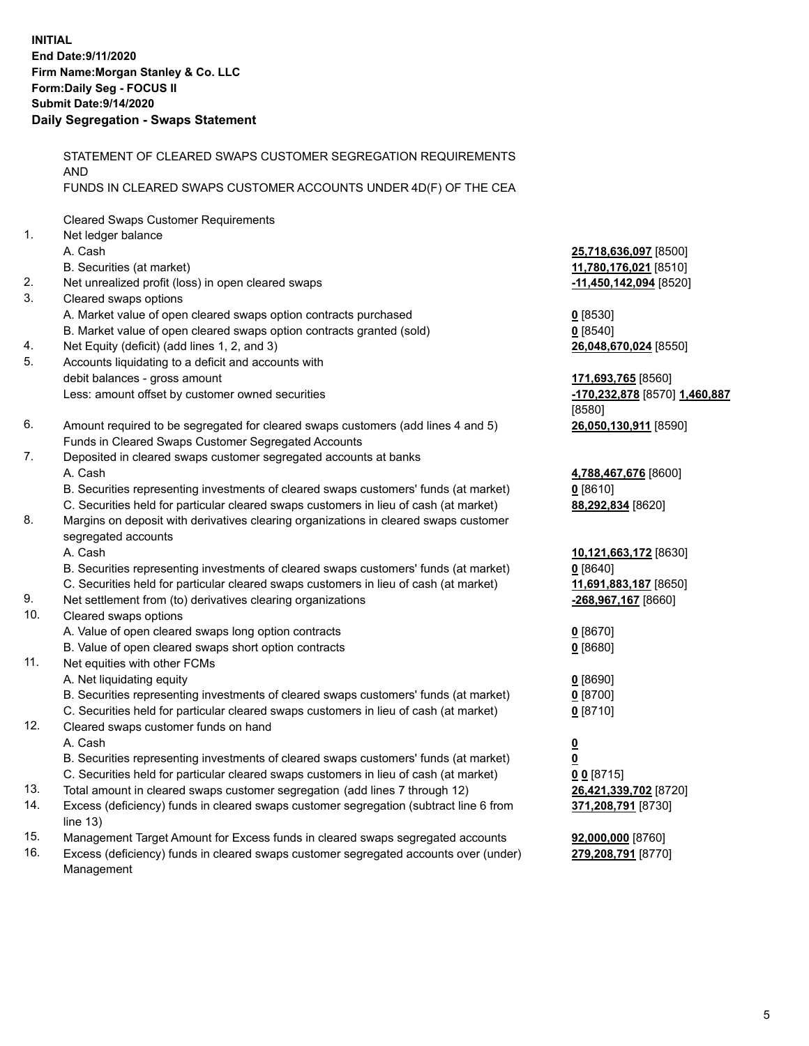**INITIAL**
**End Date:9/11/2020**
**Firm Name:Morgan Stanley & Co. LLC**
**Form:Daily Seg - FOCUS II**
**Submit Date:9/14/2020**
**Daily Segregation - Swaps Statement**

STATEMENT OF CLEARED SWAPS CUSTOMER SEGREGATION REQUIREMENTS AND FUNDS IN CLEARED SWAPS CUSTOMER ACCOUNTS UNDER 4D(F) OF THE CEA

| | | |
|---|---|---|
| | Cleared Swaps Customer Requirements | |
| 1. | Net ledger balance | |
| | A. Cash | **25,718,636,097** [8500] |
| | B. Securities (at market) | **11,780,176,021** [8510] |
| 2. | Net unrealized profit (loss) in open cleared swaps | **-11,450,142,094** [8520] |
| 3. | Cleared swaps options | |
| | A. Market value of open cleared swaps option contracts purchased | **0** [8530] |
| | B. Market value of open cleared swaps option contracts granted (sold) | **0** [8540] |
| 4. | Net Equity (deficit) (add lines 1, 2, and 3) | **26,048,670,024** [8550] |
| 5. | Accounts liquidating to a deficit and accounts with debit balances - gross amount | **171,693,765** [8560] |
| | Less: amount offset by customer owned securities | **-170,232,878** [8570] **1,460,887** [8580] |
| 6. | Amount required to be segregated for cleared swaps customers (add lines 4 and 5) | **26,050,130,911** [8590] |
| | Funds in Cleared Swaps Customer Segregated Accounts | |
| 7. | Deposited in cleared swaps customer segregated accounts at banks | |
| | A. Cash | **4,788,467,676** [8600] |
| | B. Securities representing investments of cleared swaps customers' funds (at market) | **0** [8610] |
| | C. Securities held for particular cleared swaps customers in lieu of cash (at market) | **88,292,834** [8620] |
| 8. | Margins on deposit with derivatives clearing organizations in cleared swaps customer segregated accounts | |
| | A. Cash | **10,121,663,172** [8630] |
| | B. Securities representing investments of cleared swaps customers' funds (at market) | **0** [8640] |
| | C. Securities held for particular cleared swaps customers in lieu of cash (at market) | **11,691,883,187** [8650] |
| 9. | Net settlement from (to) derivatives clearing organizations | **-268,967,167** [8660] |
| 10. | Cleared swaps options | |
| | A. Value of open cleared swaps long option contracts | **0** [8670] |
| | B. Value of open cleared swaps short option contracts | **0** [8680] |
| 11. | Net equities with other FCMs | |
| | A. Net liquidating equity | **0** [8690] |
| | B. Securities representing investments of cleared swaps customers' funds (at market) | **0** [8700] |
| | C. Securities held for particular cleared swaps customers in lieu of cash (at market) | **0** [8710] |
| 12. | Cleared swaps customer funds on hand | |
| | A. Cash | **0** |
| | B. Securities representing investments of cleared swaps customers' funds (at market) | **0** |
| | C. Securities held for particular cleared swaps customers in lieu of cash (at market) | **0** **0** [8715] |
| 13. | Total amount in cleared swaps customer segregation (add lines 7 through 12) | **26,421,339,702** [8720] |
| 14. | Excess (deficiency) funds in cleared swaps customer segregation (subtract line 6 from line 13) | **371,208,791** [8730] |
| 15. | Management Target Amount for Excess funds in cleared swaps segregated accounts | **92,000,000** [8760] |
| 16. | Excess (deficiency) funds in cleared swaps customer segregated accounts over (under) Management | **279,208,791** [8770] |